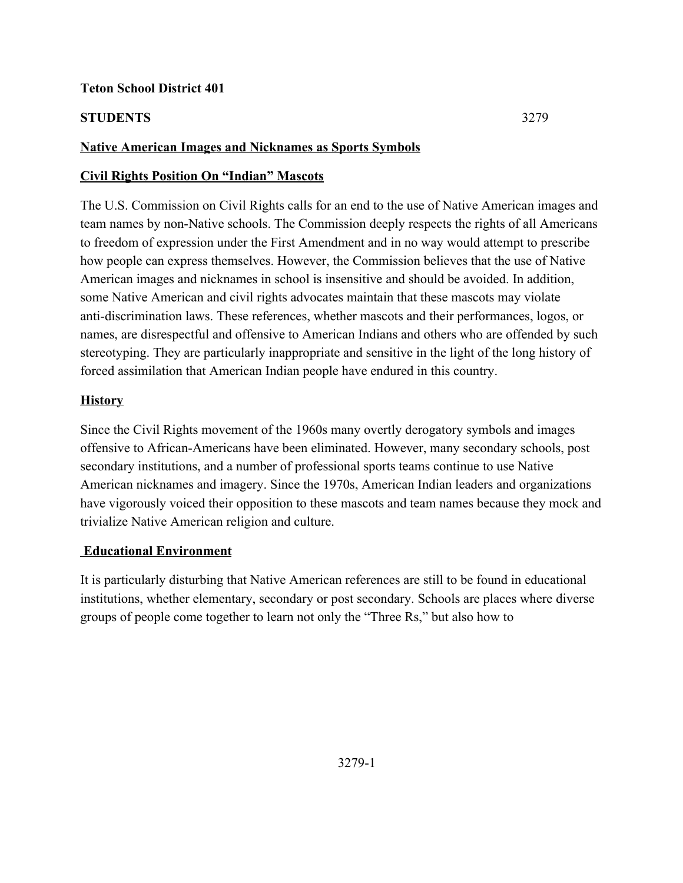**Teton School District 401**

**STUDENTS** 3279

## Native American Images and Nicknames as Sports Symbols

### Civil Rights Position On "Indian" Mascots

The U.S. Commission on Civil Rights calls for an end to the use of Native American images and team names by non-Native schools. The Commission deeply respects the rights of all Americans to freedom of expression under the First Amendment and in no way would attempt to prescribe how people can express themselves. However, the Commission believes that the use of Native American images and nicknames in school is insensitive and should be avoided. In addition, some Native American and civil rights advocates maintain that these mascots may violate anti-discrimination laws. These references, whether mascots and their performances, logos, or names, are disrespectful and offensive to American Indians and others who are offended by such stereotyping. They are particularly inappropriate and sensitive in the light of the long history of forced assimilation that American Indian people have endured in this country.

### History

Since the Civil Rights movement of the 1960s many overtly derogatory symbols and images offensive to African-Americans have been eliminated. However, many secondary schools, post secondary institutions, and a number of professional sports teams continue to use Native American nicknames and imagery. Since the 1970s, American Indian leaders and organizations have vigorously voiced their opposition to these mascots and team names because they mock and trivialize Native American religion and culture.

### Educational Environment

It is particularly disturbing that Native American references are still to be found in educational institutions, whether elementary, secondary or post secondary. Schools are places where diverse groups of people come together to learn not only the "Three Rs," but also how to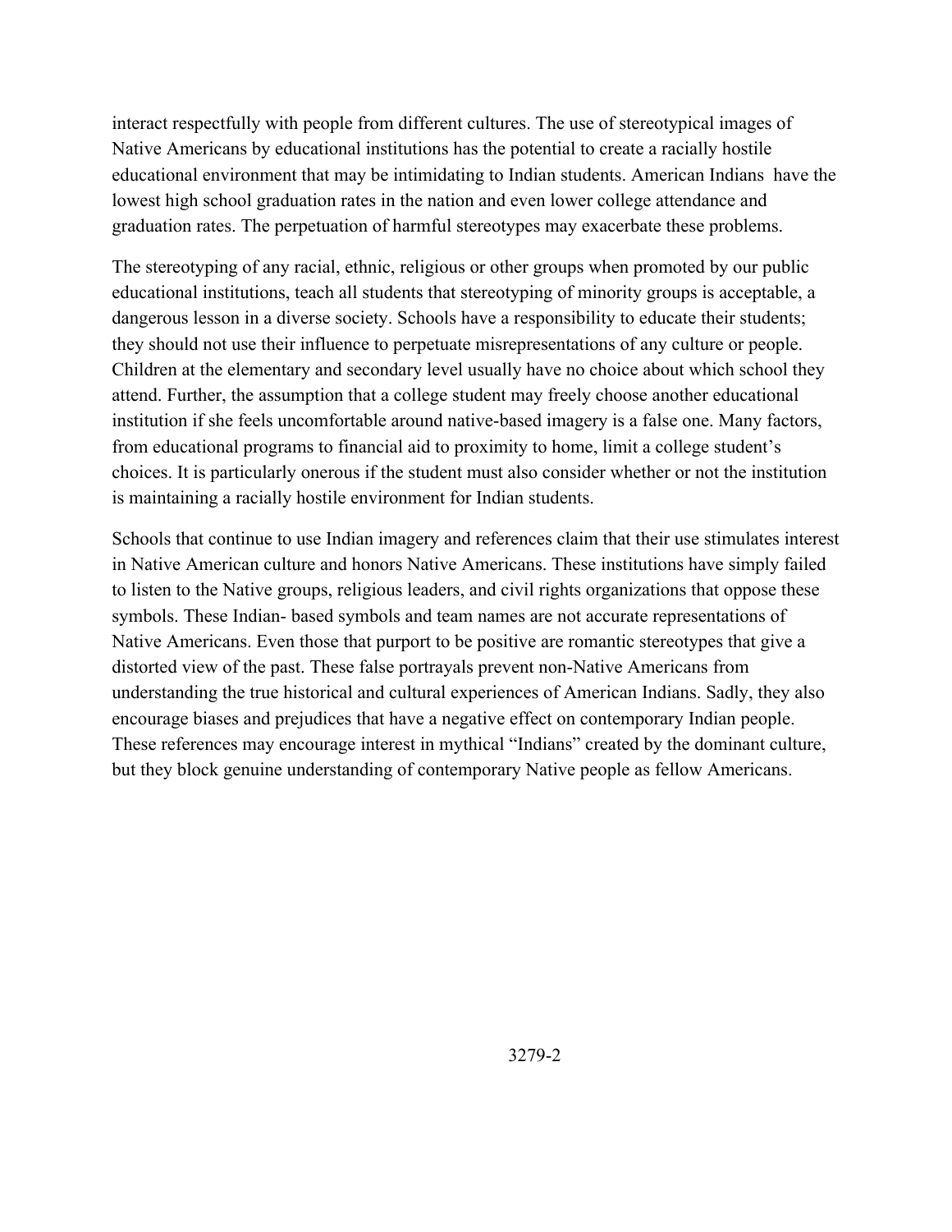interact respectfully with people from different cultures. The use of stereotypical images of Native Americans by educational institutions has the potential to create a racially hostile educational environment that may be intimidating to Indian students. American Indians have the lowest high school graduation rates in the nation and even lower college attendance and graduation rates. The perpetuation of harmful stereotypes may exacerbate these problems.

The stereotyping of any racial, ethnic, religious or other groups when promoted by our public educational institutions, teach all students that stereotyping of minority groups is acceptable, a dangerous lesson in a diverse society. Schools have a responsibility to educate their students; they should not use their influence to perpetuate misrepresentations of any culture or people. Children at the elementary and secondary level usually have no choice about which school they attend. Further, the assumption that a college student may freely choose another educational institution if she feels uncomfortable around native-based imagery is a false one. Many factors, from educational programs to financial aid to proximity to home, limit a college student's choices. It is particularly onerous if the student must also consider whether or not the institution is maintaining a racially hostile environment for Indian students.

Schools that continue to use Indian imagery and references claim that their use stimulates interest in Native American culture and honors Native Americans. These institutions have simply failed to listen to the Native groups, religious leaders, and civil rights organizations that oppose these symbols. These Indian- based symbols and team names are not accurate representations of Native Americans. Even those that purport to be positive are romantic stereotypes that give a distorted view of the past. These false portrayals prevent non-Native Americans from understanding the true historical and cultural experiences of American Indians. Sadly, they also encourage biases and prejudices that have a negative effect on contemporary Indian people. These references may encourage interest in mythical "Indians" created by the dominant culture, but they block genuine understanding of contemporary Native people as fellow Americans.

3279-2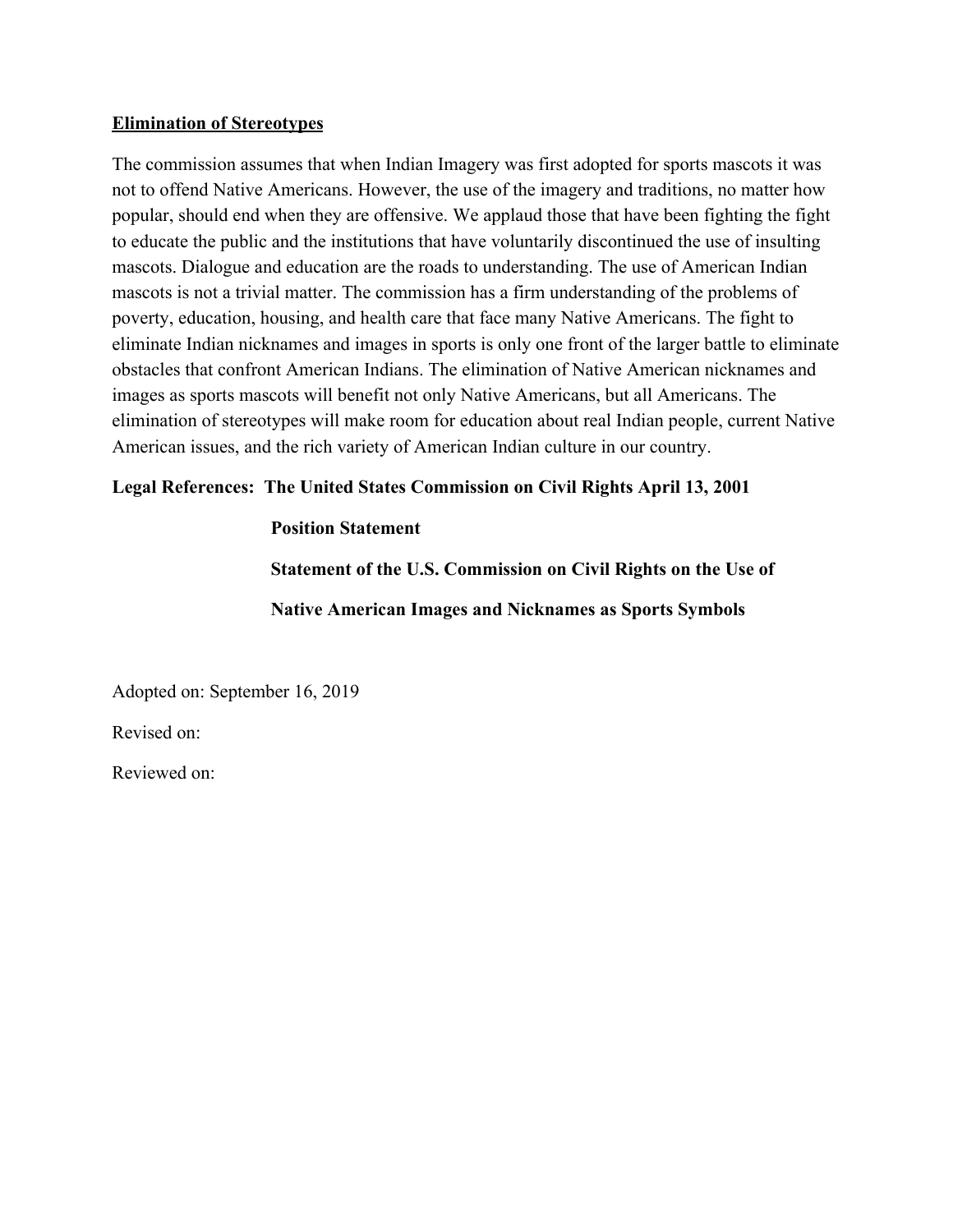**Elimination of Stereotypes**

The commission assumes that when Indian Imagery was first adopted for sports mascots it was not to offend Native Americans. However, the use of the imagery and traditions, no matter how popular, should end when they are offensive. We applaud those that have been fighting the fight to educate the public and the institutions that have voluntarily discontinued the use of insulting mascots. Dialogue and education are the roads to understanding. The use of American Indian mascots is not a trivial matter. The commission has a firm understanding of the problems of poverty, education, housing, and health care that face many Native Americans. The fight to eliminate Indian nicknames and images in sports is only one front of the larger battle to eliminate obstacles that confront American Indians. The elimination of Native American nicknames and images as sports mascots will benefit not only Native Americans, but all Americans. The elimination of stereotypes will make room for education about real Indian people, current Native American issues, and the rich variety of American Indian culture in our country.

**Legal References: The United States Commission on Civil Rights April 13, 2001**

**Position Statement**

**Statement of the U.S. Commission on Civil Rights on the Use of Native American Images and Nicknames as Sports Symbols**

Adopted on: September 16, 2019

Revised on:

Reviewed on: